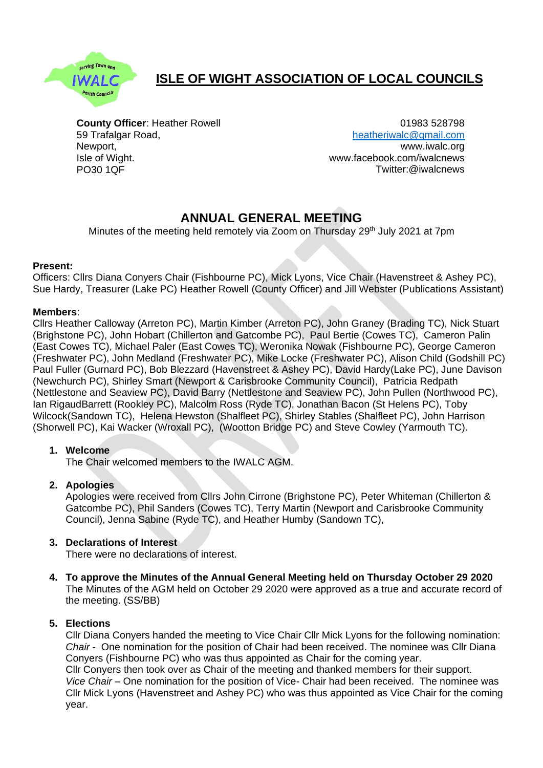# ISLE OF WIGHT ASSOCIATION OF LOCAL COUNCILS

**County Officer**: Heather Rowell
59 Trafalgar Road,
Newport,
Isle of Wight.
PO30 1QF

01983 528798
heatheriwalc@gmail.com
www.iwalc.org
www.facebook.com/iwalcnews
Twitter:@iwalcnews

## ANNUAL GENERAL MEETING

Minutes of the meeting held remotely via Zoom on Thursday 29th July 2021 at 7pm

**Present:**
Officers: Cllrs Diana Conyers Chair (Fishbourne PC), Mick Lyons, Vice Chair (Havenstreet & Ashey PC), Sue Hardy, Treasurer (Lake PC) Heather Rowell (County Officer) and Jill Webster (Publications Assistant)

**Members**:
Cllrs Heather Calloway (Arreton PC), Martin Kimber (Arreton PC), John Graney (Brading TC), Nick Stuart (Brighstone PC), John Hobart (Chillerton and Gatcombe PC), Paul Bertie (Cowes TC), Cameron Palin (East Cowes TC), Michael Paler (East Cowes TC), Weronika Nowak (Fishbourne PC), George Cameron (Freshwater PC), John Medland (Freshwater PC), Mike Locke (Freshwater PC), Alison Child (Godshill PC) Paul Fuller (Gurnard PC), Bob Blezzard (Havenstreet & Ashey PC), David Hardy(Lake PC), June Davison (Newchurch PC), Shirley Smart (Newport & Carisbrooke Community Council), Patricia Redpath (Nettlestone and Seaview PC), David Barry (Nettlestone and Seaview PC), John Pullen (Northwood PC), Ian RigaudBarrett (Rookley PC), Malcolm Ross (Ryde TC), Jonathan Bacon (St Helens PC), Toby Wilcock(Sandown TC), Helena Hewston (Shalfleet PC), Shirley Stables (Shalfleet PC), John Harrison (Shorwell PC), Kai Wacker (Wroxall PC), (Wootton Bridge PC) and Steve Cowley (Yarmouth TC).

1. **Welcome**
   The Chair welcomed members to the IWALC AGM.

2. **Apologies**
   Apologies were received from Cllrs John Cirrone (Brighstone PC), Peter Whiteman (Chillerton & Gatcombe PC), Phil Sanders (Cowes TC), Terry Martin (Newport and Carisbrooke Community Council), Jenna Sabine (Ryde TC), and Heather Humby (Sandown TC),

3. **Declarations of Interest**
   There were no declarations of interest.

4. **To approve the Minutes of the Annual General Meeting held on Thursday October 29 2020**
   The Minutes of the AGM held on October 29 2020 were approved as a true and accurate record of the meeting. (SS/BB)

5. **Elections**
   Cllr Diana Conyers handed the meeting to Vice Chair Cllr Mick Lyons for the following nomination:
   *Chair* - One nomination for the position of Chair had been received. The nominee was Cllr Diana Conyers (Fishbourne PC) who was thus appointed as Chair for the coming year.
   Cllr Conyers then took over as Chair of the meeting and thanked members for their support.
   *Vice Chair* – One nomination for the position of Vice- Chair had been received. The nominee was Cllr Mick Lyons (Havenstreet and Ashey PC) who was thus appointed as Vice Chair for the coming year.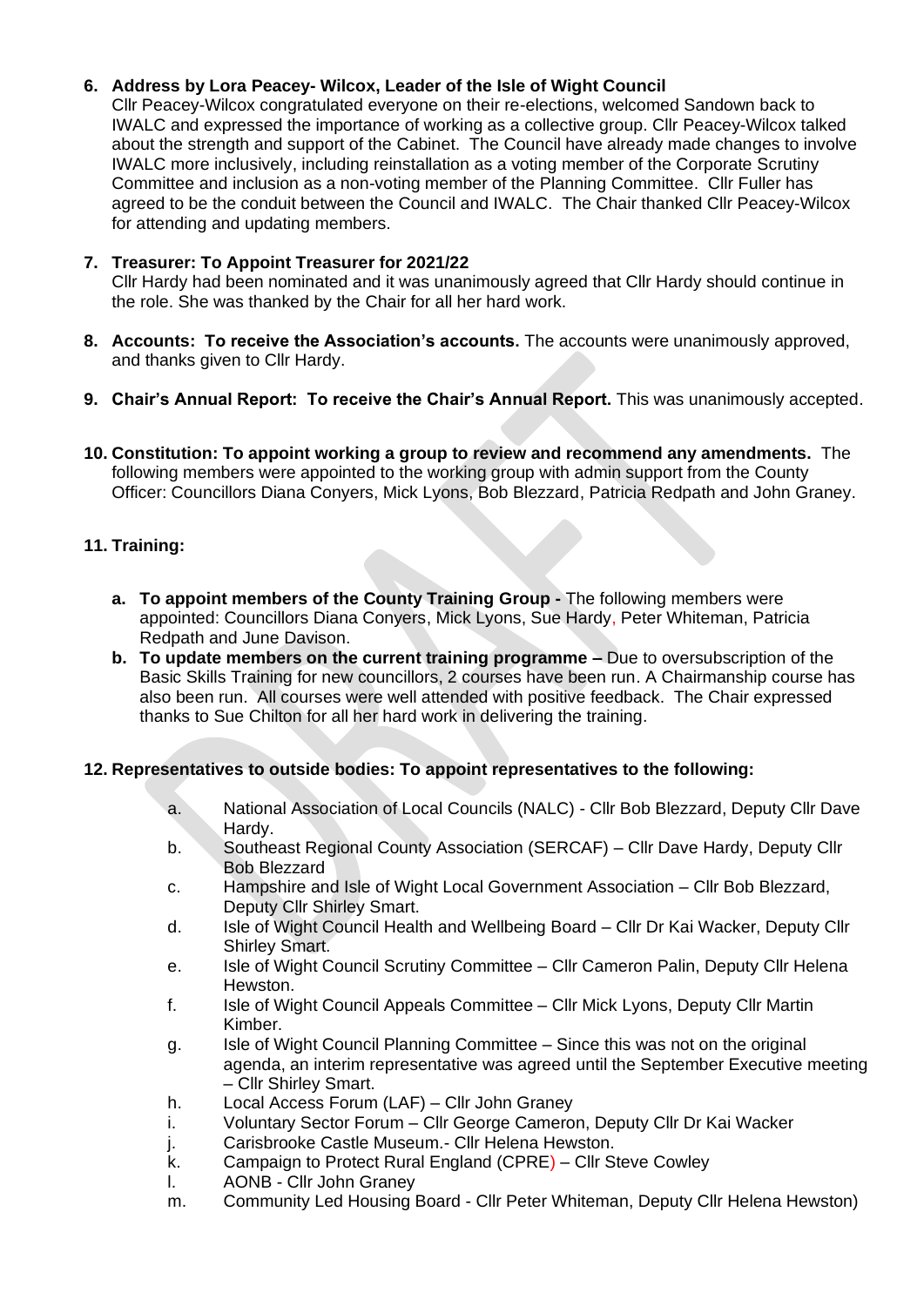6. **Address by Lora Peacey- Wilcox, Leader of the Isle of Wight Council**
   Cllr Peacey-Wilcox congratulated everyone on their re-elections, welcomed Sandown back to IWALC and expressed the importance of working as a collective group. Cllr Peacey-Wilcox talked about the strength and support of the Cabinet. The Council have already made changes to involve IWALC more inclusively, including reinstallation as a voting member of the Corporate Scrutiny Committee and inclusion as a non-voting member of the Planning Committee. Cllr Fuller has agreed to be the conduit between the Council and IWALC. The Chair thanked Cllr Peacey-Wilcox for attending and updating members.

7. **Treasurer: To Appoint Treasurer for 2021/22**
   Cllr Hardy had been nominated and it was unanimously agreed that Cllr Hardy should continue in the role. She was thanked by the Chair for all her hard work.

8. **Accounts: To receive the Association's accounts.** The accounts were unanimously approved, and thanks given to Cllr Hardy.

9. **Chair's Annual Report: To receive the Chair's Annual Report.** This was unanimously accepted.

10. **Constitution: To appoint working a group to review and recommend any amendments.** The following members were appointed to the working group with admin support from the County Officer: Councillors Diana Conyers, Mick Lyons, Bob Blezzard, Patricia Redpath and John Graney.

11. **Training:**

    a. **To appoint members of the County Training Group -** The following members were appointed: Councillors Diana Conyers, Mick Lyons, Sue Hardy, Peter Whiteman, Patricia Redpath and June Davison.
    b. **To update members on the current training programme –** Due to oversubscription of the Basic Skills Training for new councillors, 2 courses have been run. A Chairmanship course has also been run. All courses were well attended with positive feedback. The Chair expressed thanks to Sue Chilton for all her hard work in delivering the training.

12. **Representatives to outside bodies: To appoint representatives to the following:**

    a. National Association of Local Councils (NALC) - Cllr Bob Blezzard, Deputy Cllr Dave Hardy.
    b. Southeast Regional County Association (SERCAF) – Cllr Dave Hardy, Deputy Cllr Bob Blezzard
    c. Hampshire and Isle of Wight Local Government Association – Cllr Bob Blezzard, Deputy Cllr Shirley Smart.
    d. Isle of Wight Council Health and Wellbeing Board – Cllr Dr Kai Wacker, Deputy Cllr Shirley Smart.
    e. Isle of Wight Council Scrutiny Committee – Cllr Cameron Palin, Deputy Cllr Helena Hewston.
    f. Isle of Wight Council Appeals Committee – Cllr Mick Lyons, Deputy Cllr Martin Kimber.
    g. Isle of Wight Council Planning Committee – Since this was not on the original agenda, an interim representative was agreed until the September Executive meeting – Cllr Shirley Smart.
    h. Local Access Forum (LAF) – Cllr John Graney
    i. Voluntary Sector Forum – Cllr George Cameron, Deputy Cllr Dr Kai Wacker
    j. Carisbrooke Castle Museum.- Cllr Helena Hewston.
    k. Campaign to Protect Rural England (CPRE) – Cllr Steve Cowley
    l. AONB - Cllr John Graney
    m. Community Led Housing Board - Cllr Peter Whiteman, Deputy Cllr Helena Hewston)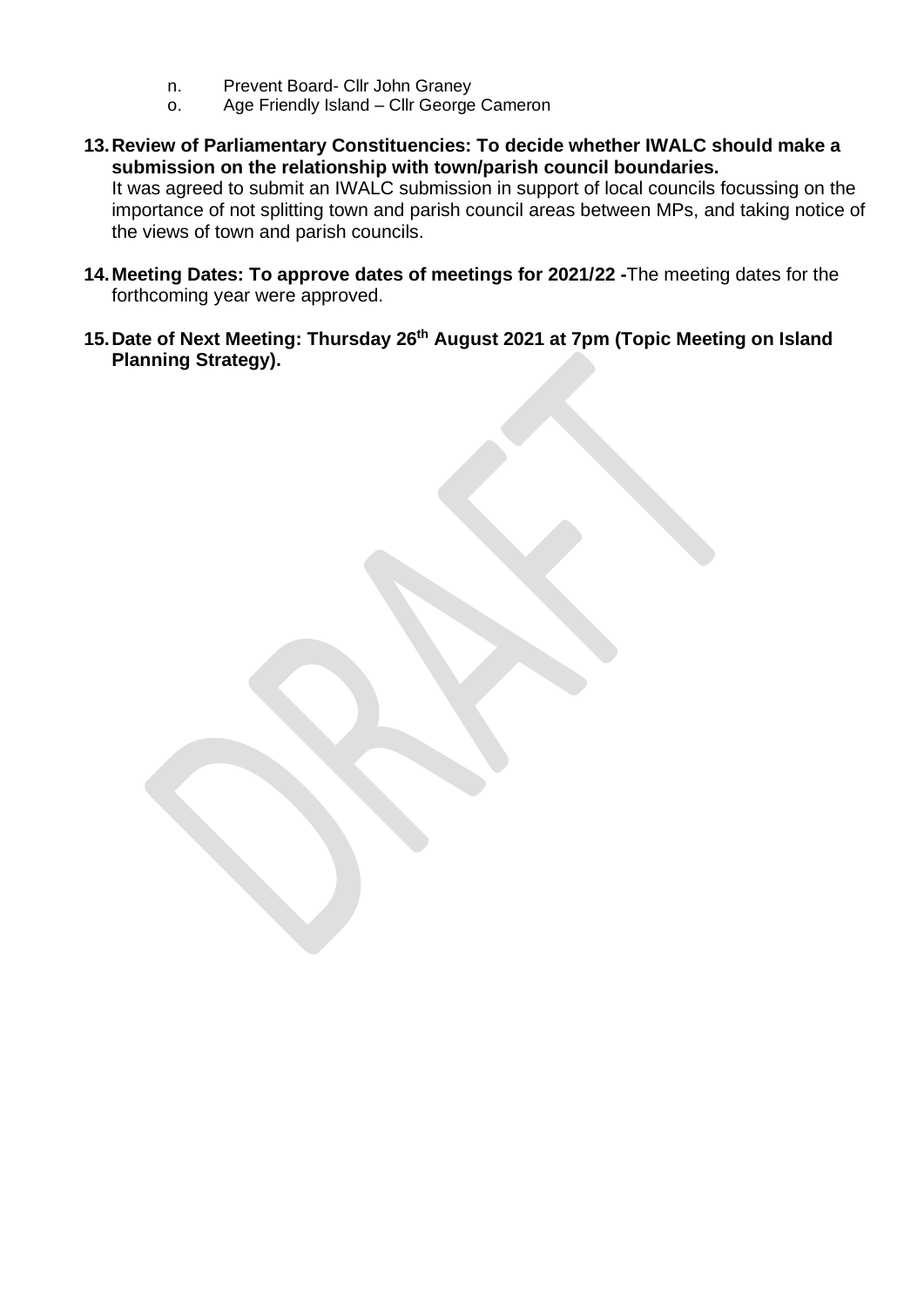n. Prevent Board- Cllr John Graney
o. Age Friendly Island – Cllr George Cameron

**13. Review of Parliamentary Constituencies: To decide whether IWALC should make a submission on the relationship with town/parish council boundaries.**
It was agreed to submit an IWALC submission in support of local councils focussing on the importance of not splitting town and parish council areas between MPs, and taking notice of the views of town and parish councils.

**14. Meeting Dates: To approve dates of meetings for 2021/22 -** The meeting dates for the forthcoming year were approved.

**15. Date of Next Meeting: Thursday 26th August 2021 at 7pm (Topic Meeting on Island Planning Strategy).**

DRAFT